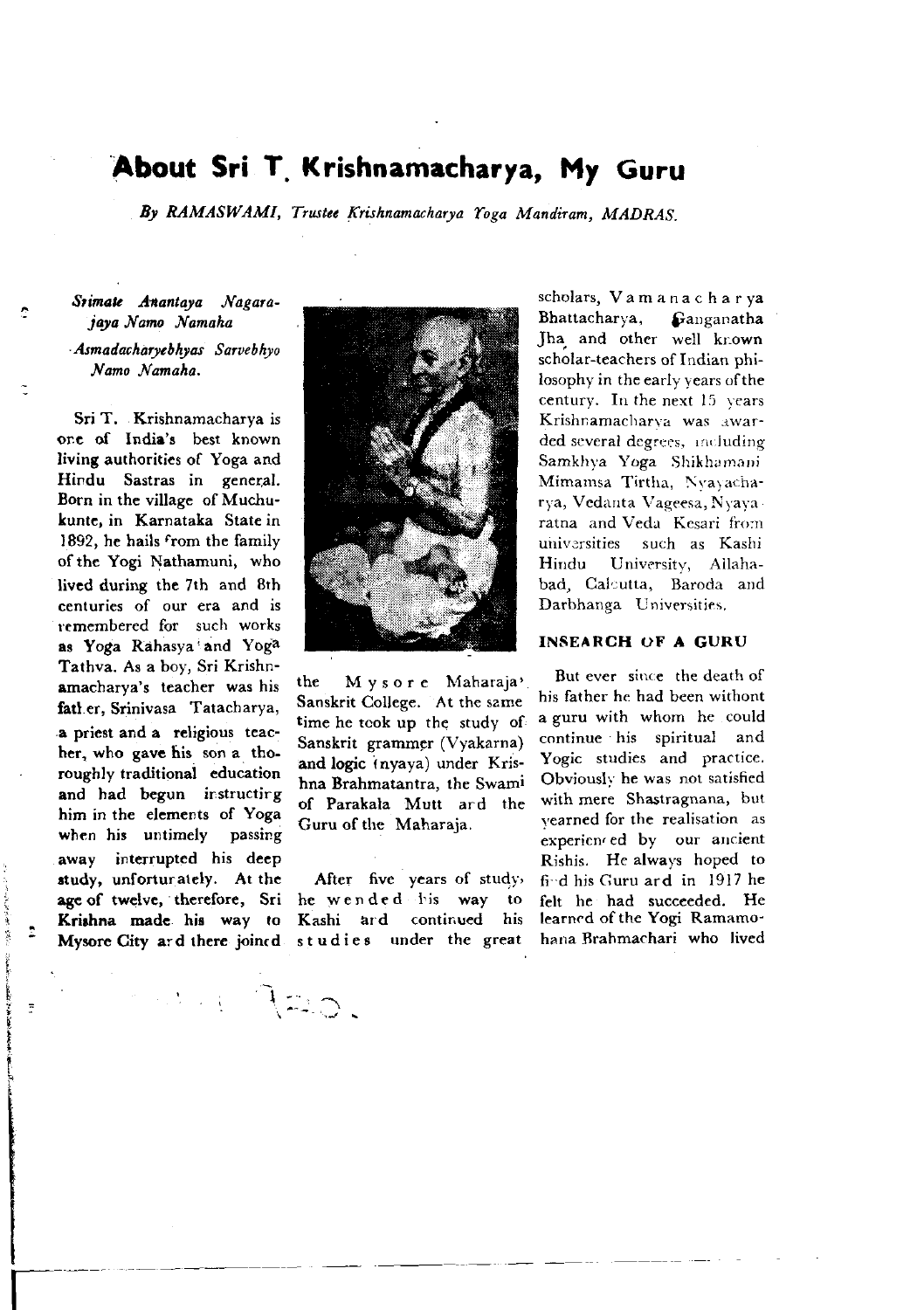# About Sri T. Krishnamacharya, My Guru

*By RAMASWAMI, Trustee Krishnamacharya Yoga Mandiram, MADRAS.*

*Srimate Anantaya Nagarajaya Namo Namaha*
*Asmadacharyebhyas Sarvebhyo Namo Namaha.*

Sri T. Krishnamacharya is one of India's best known living authorities of Yoga and Hindu Sastras in general. Born in the village of Muchukunte, in Karnataka State in 1892, he hails from the family of the Yogi Nathamuni, who lived during the 7th and 8th centuries of our era and is remembered for such works as Yoga Rahasya and Yoga Tathva. As a boy, Sri Krishnamacharya's teacher was his father, Srinivasa Tatacharya, a priest and a religious teacher, who gave his son a thoroughly traditional education and had begun instructing him in the elements of Yoga when his untimely passing away interrupted his deep study, unfortunately. At the age of twelve, therefore, Sri Krishna made his way to Mysore City and there joined the Mysore Maharaja' Sanskrit College. At the same time he took up the study of Sanskrit grammer (Vyakarna) and logic (nyaya) under Krishna Brahmatantra, the Swami of Parakala Mutt and the Guru of the Maharaja.

After five years of study, he wended his way to Kashi and continued his studies under the great scholars, Vamanacharya Bhattacharya, Ganganatha Jha and other well known scholar-teachers of Indian philosophy in the early years of the century. In the next 15 years Krishnamacharya was awarded several degrees, including Samkhya Yoga Shikhamani Mimamsa Tirtha, Nyayacharya, Vedanta Vageesa, Nyaya ratna and Veda Kesari from universities such as Kashi Hindu University, Allahabad, Calcutta, Baroda and Darbhanga Universities.

## INSEARCH OF A GURU

But ever since the death of his father he had been withont a guru with whom he could continue his spiritual and Yogic studies and practice. Obviously he was not satisfied with mere Shastragnana, but yearned for the realisation as experienced by our ancient Rishis. He always hoped to find his Guru and in 1917 he felt he had succeeded. He learned of the Yogi Ramamohana Brahmachari who lived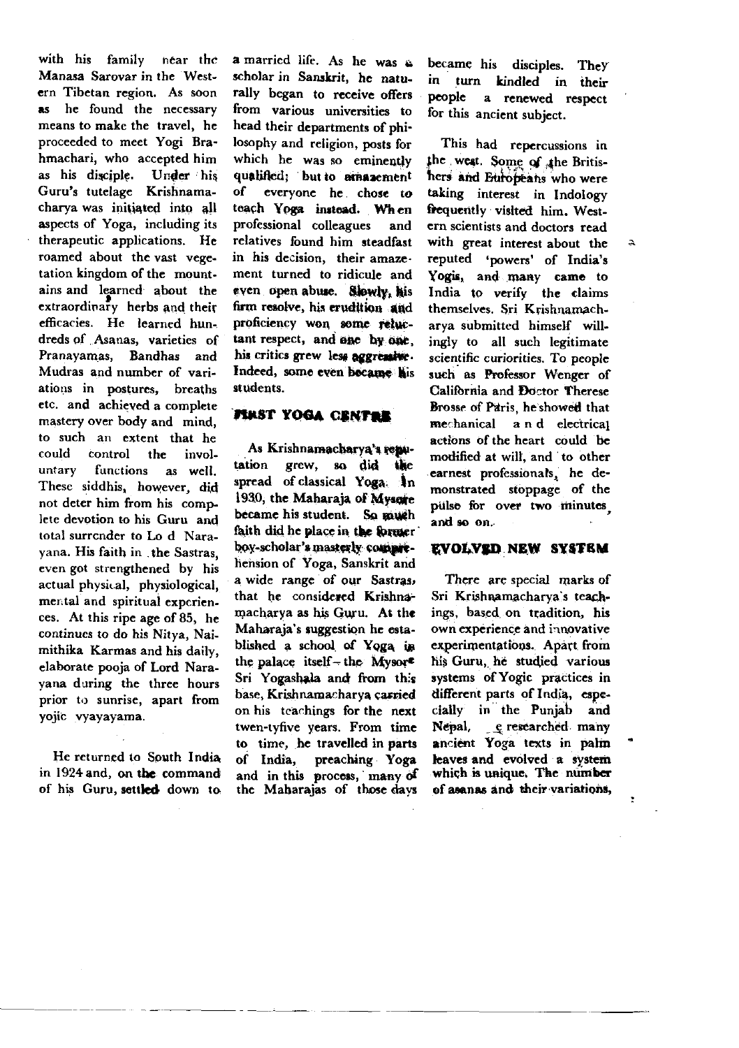with his family near the Manasa Sarovar in the Western Tibetan region. As soon as he found the necessary means to make the travel, he proceeded to meet Yogi Brahmachari, who accepted him as his disciple. Under his Guru's tutelage Krishnamacharya was initiated into all aspects of Yoga, including its therapeutic applications. He roamed about the vast vegetation kingdom of the mountains and learned about the extraordinary herbs and their efficacies. He learned hundreds of Asanas, varieties of Pranayamas, Bandhas and Mudras and number of variations in postures, breaths etc. and achieved a complete mastery over body and mind, to such an extent that he could control the involuntary functions as well. These siddhis, however, did not deter him from his complete devotion to his Guru and total surrender to Lo d Narayana. His faith in the Sastras, even got strengthened by his actual physical, physiological, mental and spiritual experiences. At this ripe age of 85, he continues to do his Nitya, Naimithika Karmas and his daily, elaborate pooja of Lord Narayana during the three hours prior to sunrise, apart from yojic vyayayama.

He returned to South India in 1924 and, on the command of his Guru, settled down to a married life. As he was a scholar in Sanskrit, he naturally began to receive offers from various universities to head their departments of philosophy and religion, posts for which he was so eminently qualified; but to amazement of everyone he chose to teach Yoga instead. When professional colleagues and relatives found him steadfast in his decision, their amazement turned to ridicule and even open abuse. Slowly, his firm resolve, his erudition and proficiency won some reluctant respect, and one by one, his critics grew less aggressive. Indeed, some even became his students.

## FIRST YOGA CENTRE

As Krishnamacharya's reputation grew, so did the spread of classical Yoga. In 1930, the Maharaja of Mysore became his student. So much faith did he place in the former boy-scholar's masterly comprehension of Yoga, Sanskrit and a wide range of our Sastras, that he considered Krishnamacharya as his Guru. At the Maharaja's suggestion he established a school of Yoga in the palace itself – the Mysore Sri Yogashala and from this base, Krishnamacharya carried on his teachings for the next twen-tyfive years. From time to time, he travelled in parts of India, preaching Yoga and in this process, many of the Maharajas of those days became his disciples. They in turn kindled in their people a renewed respect for this ancient subject.

This had repercussions in the west. Some of the Britishers and Europeans who were taking interest in Indology frequently visited him. Western scientists and doctors read with great interest about the reputed 'powers' of India's Yogis, and many came to India to verify the claims themselves. Sri Krishnamacharya submitted himself willingly to all such legitimate scientific curiorities. To people such as Professor Wenger of California and Doctor Therese Brosse of Paris, he showed that mechanical and electrical actions of the heart could be modified at will, and to other earnest professionals, he demonstrated stoppage of the pulse for over two minutes, and so on.

## EVOLVED NEW SYSTEM

There are special marks of Sri Krishnamacharya's teachings, based on tradition, his own experience and innovative experimentations. Apart from his Guru, he studied various systems of Yogic practices in different parts of India, especially in the Punjab and Nepal, e researched many ancient Yoga texts in palm leaves and evolved a system which is unique. The number of asanas and their variations,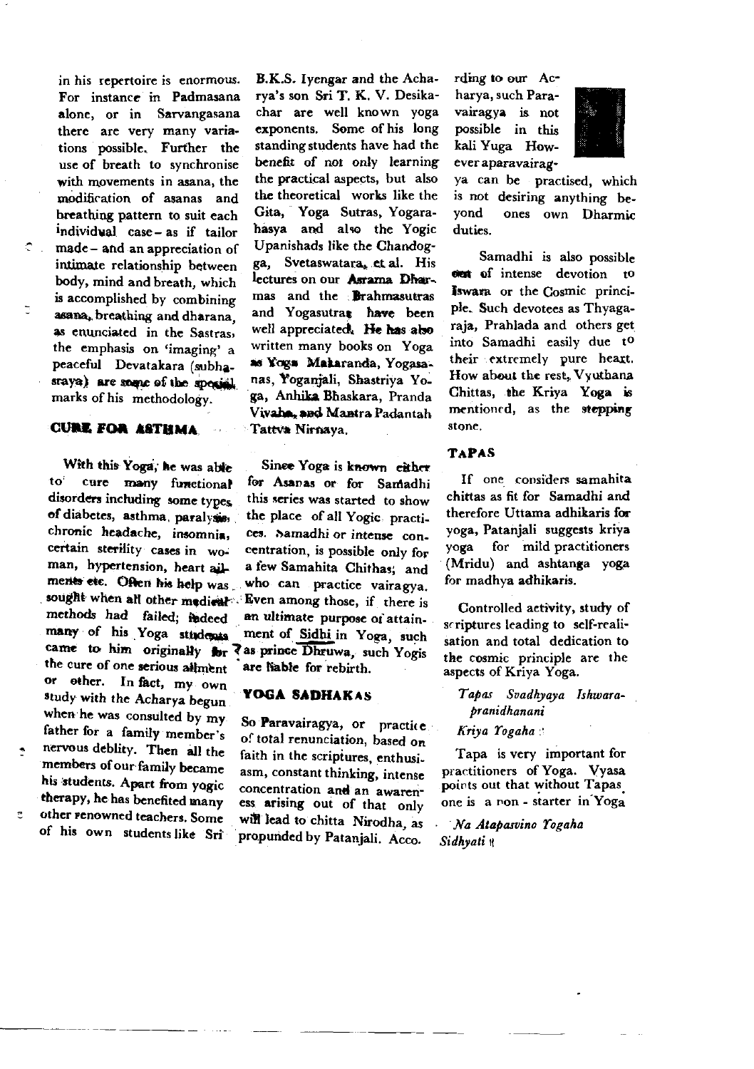in his repertoire is enormous. For instance in Padmasana alone, or in Sarvangasana there are very many variations possible. Further the use of breath to synchronise with movements in asana, the modification of asanas and breathing pattern to suit each individual case – as if tailor made – and an appreciation of intimate relationship between body, mind and breath, which is accomplished by combining asana, breathing and dharana, as enunciated in the Sastras, the emphasis on 'imaging' a peaceful Devatakara (subhasraya) are some of the special marks of his methodology.

## CURE FOR ASTHMA

With this Yoga, he was able to cure many functional disorders including some types of diabetes, asthma, paralysis, chronic headache, insomnia, certain sterility cases in woman, hypertension, heart ailments etc. Often his help was sought when all other medical methods had failed; indeed many of his Yoga students came to him originally for the cure of one serious ailment or other. In fact, my own study with the Acharya begun when he was consulted by my father for a family member's nervous deblity. Then all the members of our family became his students. Apart from yogic therapy, he has benefited many other renowned teachers. Some of his own students like Sri B.K.S. Iyengar and the Acharya's son Sri T. K. V. Desikachar are well known yoga exponents. Some of his long standing students have had the benefit of not only learning the practical aspects, but also the theoretical works like the Gita, Yoga Sutras, Yogarahasya and also the Yogic Upanishads like the Chandogga, Svetaswatara, et al. His lectures on our Asrama Dharmas and the Brahmasutras and Yogasutras have been well appreciated. He has also written many books on Yoga as Yoga Makaranda, Yogasanas, Yoganjali, Shastriya Yoga, Anhika Bhaskara, Pranda Vivaha, and Mantra Padantah Tattva Nirnaya.

Since Yoga is known either for Asanas or for Samadhi this series was started to show the place of all Yogic practices. Samadhi or intense concentration, is possible only for a few Samahita Chithas; and who can practice vairagya. Even among those, if there is an ultimate purpose of attainment of Sidhi in Yoga, such as prince Dhruwa, such Yogis are liable for rebirth.

## YOGA SADHAKAS

So Paravairagya, or practice of total renunciation, based on faith in the scriptures, enthusiasm, constant thinking, intense concentration and an awareness arising out of that only will lead to chitta Nirodha, as propunded by Patanjali. According to our Acharya, such Paravairagya is not possible in this kali Yuga However aparavairagya can be practised, which is not desiring anything beyond ones own Dharmic duties.

Samadhi is also possible out of intense devotion to Iswara or the Cosmic principle. Such devotees as Thyagaraja, Prahlada and others get into Samadhi easily due to their extremely pure heart. How about the rest, Vyuthana Chittas, the Kriya Yoga is mentioned, as the stepping stone.

## TAPAS

If one considers samahita chittas as fit for Samadhi and therefore Uttama adhikaris for yoga, Patanjali suggests kriya yoga for mild practitioners (Mridu) and ashtanga yoga for madhya adhikaris.

Controlled activity, study of scriptures leading to self-realisation and total dedication to the cosmic principle are the aspects of Kriya Yoga.

*Tapas Svadhyaya Ishwarapranidhanani*
*Kriya Yogaha* ॥

Tapa is very important for practitioners of Yoga. Vyasa points out that without Tapas one is a non - starter in Yoga

*Na Atapasvino Yogaha Sidhyati* ॥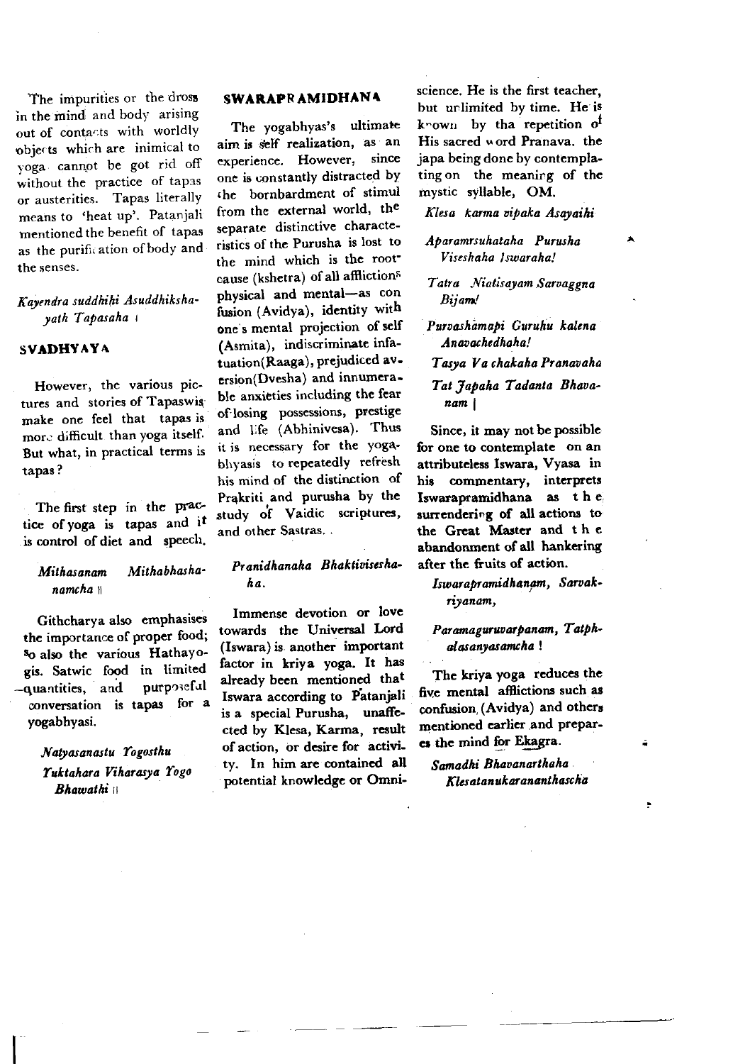The impurities or the dross in the mind and body arising out of contacts with worldly objects which are inimical to yoga cannot be got rid off without the practice of tapas or austerities. Tapas literally means to 'heat up'. Patanjali mentioned the benefit of tapas as the purification of body and the senses.

*Kayendra suddhihi Asuddhikshayath Tapasaha* ।

## SVADHYAYA

However, the various pictures and stories of Tapaswis make one feel that tapas is more difficult than yoga itself. But what, in practical terms is tapas?

The first step in the practice of yoga is tapas and it is control of diet and speech.

*Mithasanam Mithabhashanamcha* ॥

Githcharya also emphasises the importance of proper food; so also the various Hathayogis. Satwic food in limited quantities, and purposeful conversation is tapas for a yogabhyasi.

*Natyasanastu Yogosthu*
*Yuktahara Viharasya Yogo Bhawathi* ॥

## SWARAPRAMIDHANA

The yogabhyas's ultimate aim is self realization, as an experience. However, since one is constantly distracted by the bombardment of stimul from the external world, the separate distinctive characteristics of the Purusha is lost to the mind which is the root-cause (kshetra) of all afflictions physical and mental—as confusion (Avidya), identity with one's mental projection of self (Asmita), indiscriminate infatuation(Raaga), prejudiced aversion(Dvesha) and innumerable anxieties including the fear of losing possessions, prestige and life (Abhinivesa). Thus it is necessary for the yogabhyasis to repeatedly refresh his mind of the distinction of Prakriti and purusha by the study of Vaidic scriptures, and other Sastras.

*Pranidhanaha Bhaktiviseshaha.*

Immense devotion or love towards the Universal Lord (Iswara) is another important factor in kriya yoga. It has already been mentioned that Iswara according to Patanjali is a special Purusha, unaffected by Klesa, Karma, result of action, or desire for activity. In him are contained all potential knowledge or Omniscience. He is the first teacher, but unlimited by time. He is known by tha repetition of His sacred word Pranava. the japa being done by contemplating on the meaning of the mystic syllable, OM.

*Klesa karma vipaka Asayaihi*

*Aparamrsuhataha Purusha Viseshaha Iswaraha!*

*Tatra Niatisayam Sarvaggna Bijam!*

*Purvashamapi Guruhu kalena Anavachedhaha!*

*Tasya Va chakaha Pranavaha*

*Tat Japaha Tadanta Bhavanam* |

Since, it may not be possible for one to contemplate on an attributeless Iswara, Vyasa in his commentary, interprets Iswarapramidhana as the surrendering of all actions to the Great Master and the abandonment of all hankering after the fruits of action.

*Iswarapramidhanam, Sarvakriyanam,*

*Paramaguruvarpanam, Tatphalasanyasamcha* !

The kriya yoga reduces the five mental afflictions such as confusion (Avidya) and others mentioned earlier and prepares the mind for Ekagra.

*Samadhi Bhavanarthaha Klesatanukarananthascha*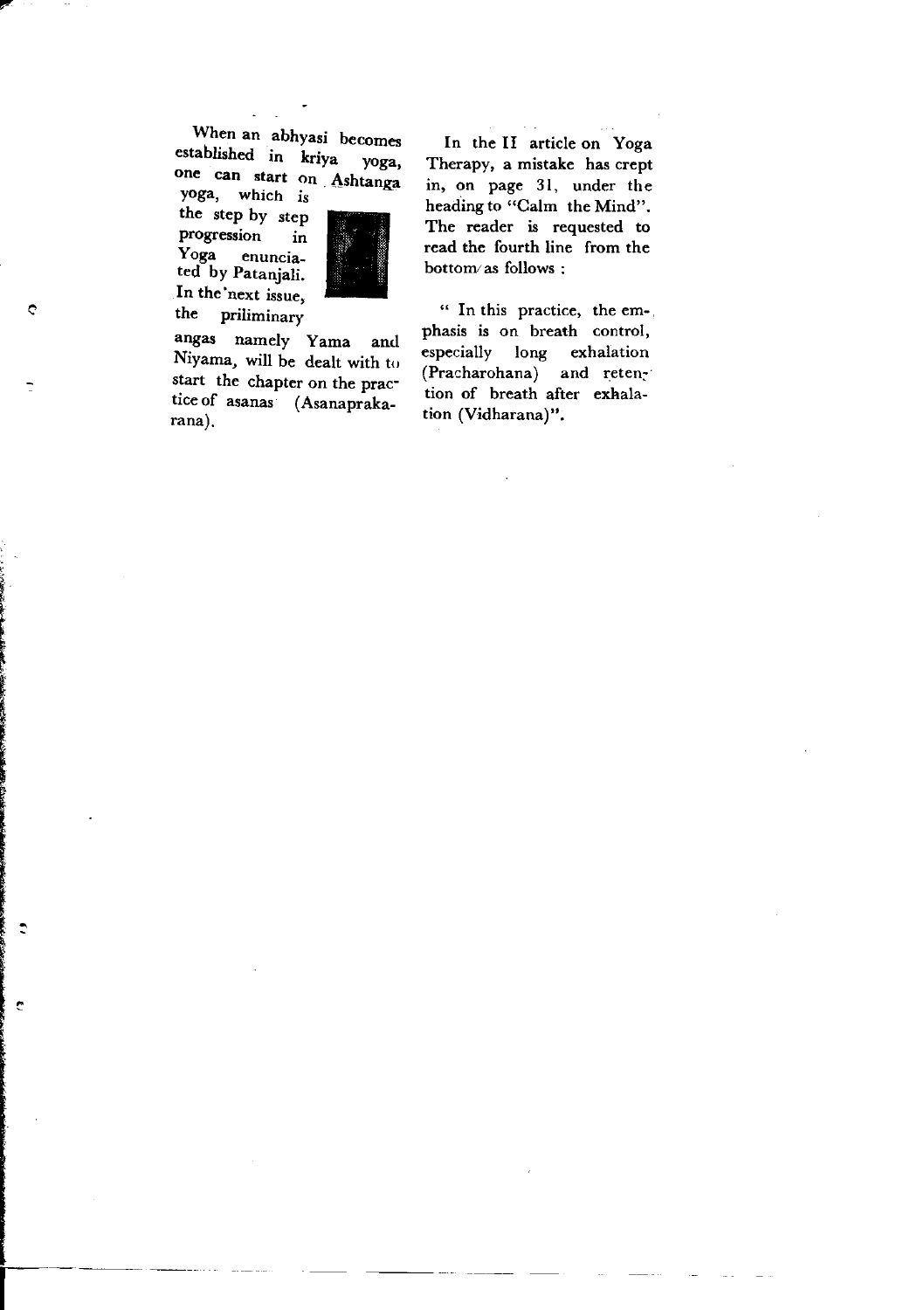When an abhyasi becomes established in kriya yoga, one can start on Ashtanga yoga, which is the step by step progression in Yoga enunciated by Patanjali. In the next issue, the priliminary angas namely Yama and Niyama, will be dealt with to start the chapter on the practice of asanas (Asanaprakarana).

In the II article on Yoga Therapy, a mistake has crept in, on page 31, under the heading to "Calm the Mind". The reader is requested to read the fourth line from the bottom as follows :

" In this practice, the emphasis is on breath control, especially long exhalation (Pracharohana) and retention of breath after exhalation (Vidharana)".